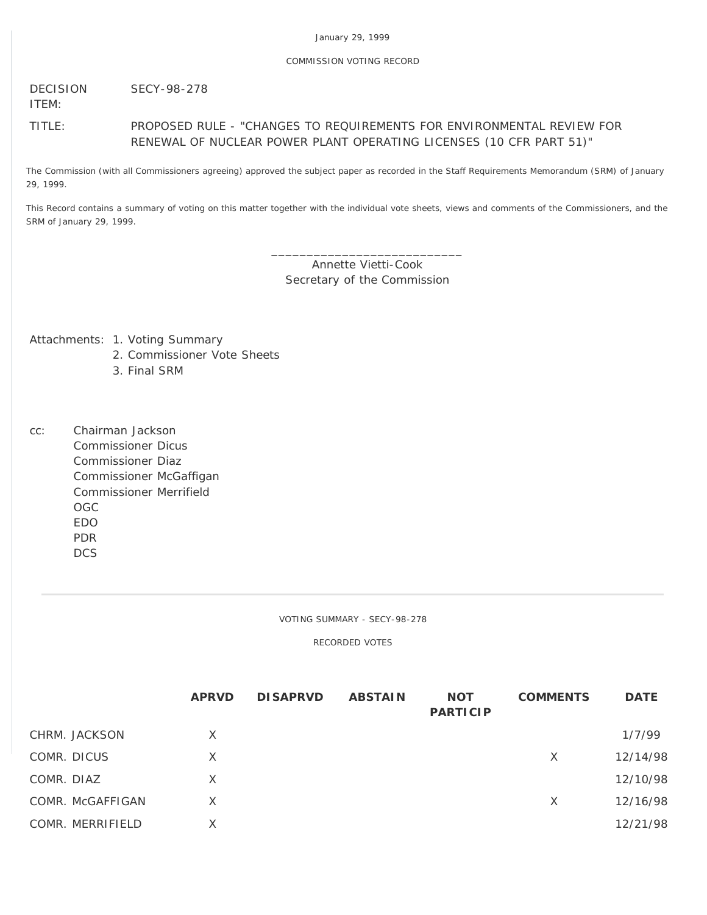January 29, 1999

COMMISSION VOTING RECORD

DECISION ITEM: SECY-98-278

TITLE: PROPOSED RULE - "CHANGES TO REQUIREMENTS FOR ENVIRONMENTAL REVIEW FOR RENEWAL OF NUCLEAR POWER PLANT OPERATING LICENSES (10 CFR PART 51)"

The Commission (with all Commissioners agreeing) approved the subject paper as recorded in the Staff Requirements Memorandum (SRM) of January 29, 1999.

This Record contains a summary of voting on this matter together with the individual vote sheets, views and comments of the Commissioners, and the SRM of January 29, 1999.

\_\_\_\_\_\_\_\_\_\_\_\_\_\_\_\_\_\_\_\_\_\_\_\_\_\_\_\_
Annette Vietti-Cook
Secretary of the Commission

Attachments:
1. Voting Summary
2. Commissioner Vote Sheets
3. Final SRM

cc:
Chairman Jackson
Commissioner Dicus
Commissioner Diaz
Commissioner McGaffigan
Commissioner Merrifield
OGC
EDO
PDR
DCS

---

VOTING SUMMARY - SECY-98-278

RECORDED VOTES

| | APRVD | DISAPRVD | ABSTAIN | NOT PARTICIP | COMMENTS | DATE |
|---|---|---|---|---|---|---|
| CHRM. JACKSON | X | | | | | 1/7/99 |
| COMR. DICUS | X | | | | X | 12/14/98 |
| COMR. DIAZ | X | | | | | 12/10/98 |
| COMR. McGAFFIGAN | X | | | | X | 12/16/98 |
| COMR. MERRIFIELD | X | | | | | 12/21/98 |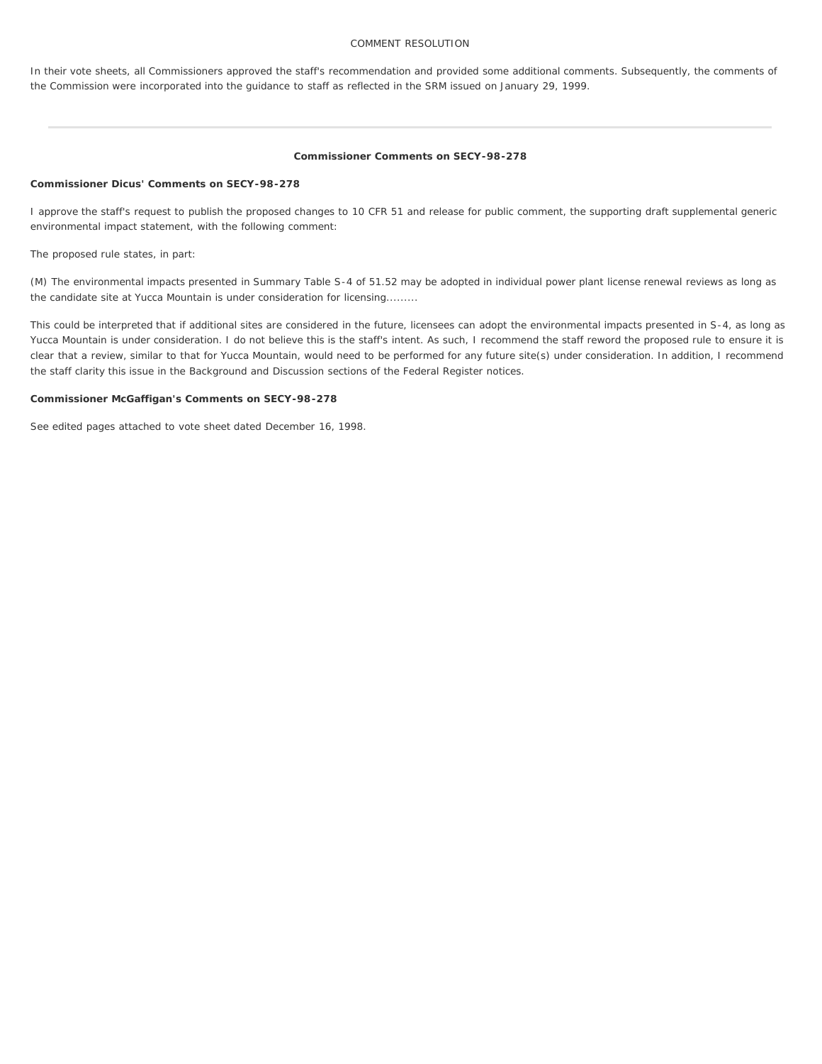COMMENT RESOLUTION

In their vote sheets, all Commissioners approved the staff's recommendation and provided some additional comments. Subsequently, the comments of the Commission were incorporated into the guidance to staff as reflected in the SRM issued on January 29, 1999.

---

## Commissioner Comments on SECY-98-278

### Commissioner Dicus' Comments on SECY-98-278

I approve the staff's request to publish the proposed changes to 10 CFR 51 and release for public comment, the supporting draft supplemental generic environmental impact statement, with the following comment:

The proposed rule states, in part:

(M) The environmental impacts presented in Summary Table S-4 of 51.52 may be adopted in individual power plant license renewal reviews as long as the candidate site at Yucca Mountain is under consideration for licensing.........

This could be interpreted that if additional sites are considered in the future, licensees can adopt the environmental impacts presented in S-4, as long as Yucca Mountain is under consideration. I do not believe this is the staff's intent. As such, I recommend the staff reword the proposed rule to ensure it is clear that a review, similar to that for Yucca Mountain, would need to be performed for any future site(s) under consideration. In addition, I recommend the staff clarity this issue in the Background and Discussion sections of the Federal Register notices.

### Commissioner McGaffigan's Comments on SECY-98-278

See edited pages attached to vote sheet dated December 16, 1998.